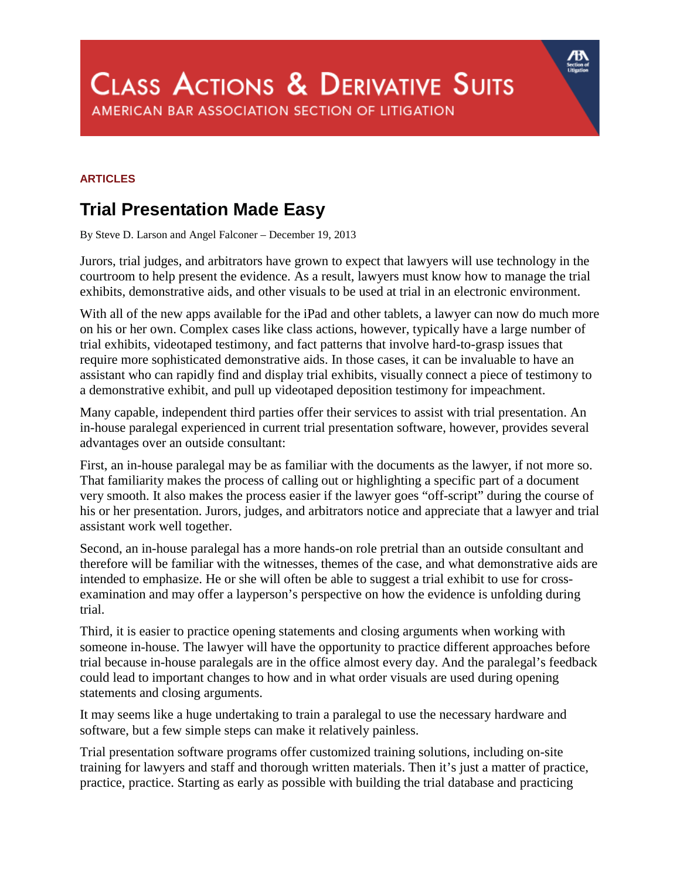# Class Actions & Derivative Suits

AMERICAN BAR ASSOCIATION SECTION OF LITIGATION

**ARTICLES**

## Trial Presentation Made Easy

By Steve D. Larson and Angel Falconer – December 19, 2013

Jurors, trial judges, and arbitrators have grown to expect that lawyers will use technology in the courtroom to help present the evidence. As a result, lawyers must know how to manage the trial exhibits, demonstrative aids, and other visuals to be used at trial in an electronic environment.

With all of the new apps available for the iPad and other tablets, a lawyer can now do much more on his or her own. Complex cases like class actions, however, typically have a large number of trial exhibits, videotaped testimony, and fact patterns that involve hard-to-grasp issues that require more sophisticated demonstrative aids. In those cases, it can be invaluable to have an assistant who can rapidly find and display trial exhibits, visually connect a piece of testimony to a demonstrative exhibit, and pull up videotaped deposition testimony for impeachment.

Many capable, independent third parties offer their services to assist with trial presentation. An in-house paralegal experienced in current trial presentation software, however, provides several advantages over an outside consultant:

First, an in-house paralegal may be as familiar with the documents as the lawyer, if not more so. That familiarity makes the process of calling out or highlighting a specific part of a document very smooth. It also makes the process easier if the lawyer goes "off-script" during the course of his or her presentation. Jurors, judges, and arbitrators notice and appreciate that a lawyer and trial assistant work well together.

Second, an in-house paralegal has a more hands-on role pretrial than an outside consultant and therefore will be familiar with the witnesses, themes of the case, and what demonstrative aids are intended to emphasize. He or she will often be able to suggest a trial exhibit to use for cross-examination and may offer a layperson's perspective on how the evidence is unfolding during trial.

Third, it is easier to practice opening statements and closing arguments when working with someone in-house. The lawyer will have the opportunity to practice different approaches before trial because in-house paralegals are in the office almost every day. And the paralegal's feedback could lead to important changes to how and in what order visuals are used during opening statements and closing arguments.

It may seems like a huge undertaking to train a paralegal to use the necessary hardware and software, but a few simple steps can make it relatively painless.

Trial presentation software programs offer customized training solutions, including on-site training for lawyers and staff and thorough written materials. Then it's just a matter of practice, practice, practice. Starting as early as possible with building the trial database and practicing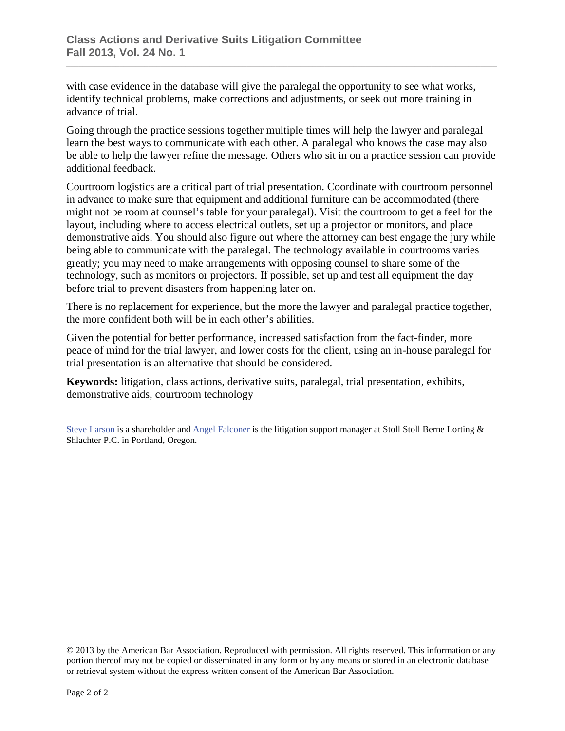with case evidence in the database will give the paralegal the opportunity to see what works, identify technical problems, make corrections and adjustments, or seek out more training in advance of trial.

Going through the practice sessions together multiple times will help the lawyer and paralegal learn the best ways to communicate with each other. A paralegal who knows the case may also be able to help the lawyer refine the message. Others who sit in on a practice session can provide additional feedback.

Courtroom logistics are a critical part of trial presentation. Coordinate with courtroom personnel in advance to make sure that equipment and additional furniture can be accommodated (there might not be room at counsel's table for your paralegal). Visit the courtroom to get a feel for the layout, including where to access electrical outlets, set up a projector or monitors, and place demonstrative aids. You should also figure out where the attorney can best engage the jury while being able to communicate with the paralegal. The technology available in courtrooms varies greatly; you may need to make arrangements with opposing counsel to share some of the technology, such as monitors or projectors. If possible, set up and test all equipment the day before trial to prevent disasters from happening later on.

There is no replacement for experience, but the more the lawyer and paralegal practice together, the more confident both will be in each other's abilities.

Given the potential for better performance, increased satisfaction from the fact-finder, more peace of mind for the trial lawyer, and lower costs for the client, using an in-house paralegal for trial presentation is an alternative that should be considered.

**Keywords:** litigation, class actions, derivative suits, paralegal, trial presentation, exhibits, demonstrative aids, courtroom technology

Steve Larson is a shareholder and Angel Falconer is the litigation support manager at Stoll Stoll Berne Lorting & Shlachter P.C. in Portland, Oregon.

© 2013 by the American Bar Association. Reproduced with permission. All rights reserved. This information or any portion thereof may not be copied or disseminated in any form or by any means or stored in an electronic database or retrieval system without the express written consent of the American Bar Association.